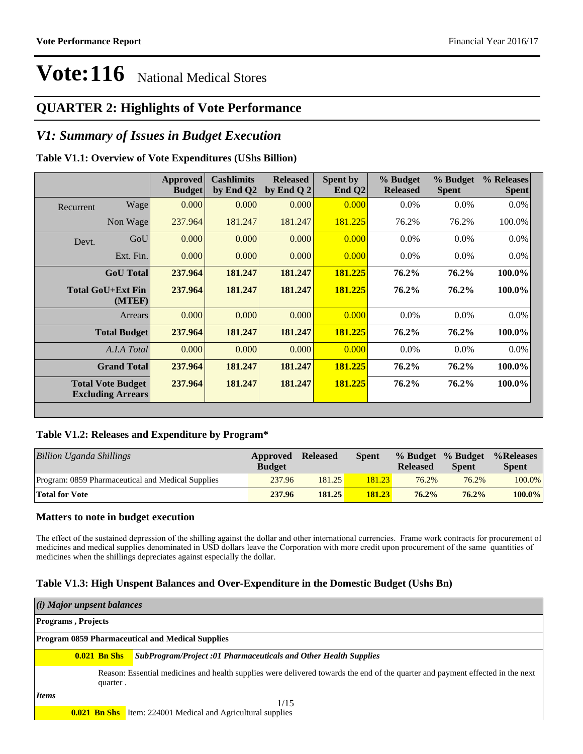# Vote:116 National Medical Stores

## QUARTER 2: Highlights of Vote Performance

## *V1: Summary of Issues in Budget Execution*

**Table V1.1: Overview of Vote Expenditures (UShs Billion)**

| | | Approved Budget | Cashlimits by End Q2 | Released by End Q 2 | Spent by End Q2 | % Budget Released | % Budget Spent | % Releases Spent |
|---|---|---|---|---|---|---|---|---|
| Recurrent | Wage | 0.000 | 0.000 | 0.000 | 0.000 | 0.0% | 0.0% | 0.0% |
| | Non Wage | 237.964 | 181.247 | 181.247 | 181.225 | 76.2% | 76.2% | 100.0% |
| Devt. | GoU | 0.000 | 0.000 | 0.000 | 0.000 | 0.0% | 0.0% | 0.0% |
| | Ext. Fin. | 0.000 | 0.000 | 0.000 | 0.000 | 0.0% | 0.0% | 0.0% |
| | **GoU Total** | **237.964** | **181.247** | **181.247** | **181.225** | **76.2%** | **76.2%** | **100.0%** |
| | **Total GoU+Ext Fin (MTEF)** | **237.964** | **181.247** | **181.247** | **181.225** | **76.2%** | **76.2%** | **100.0%** |
| | Arrears | 0.000 | 0.000 | 0.000 | 0.000 | 0.0% | 0.0% | 0.0% |
| | **Total Budget** | **237.964** | **181.247** | **181.247** | **181.225** | **76.2%** | **76.2%** | **100.0%** |
| | *A.I.A Total* | 0.000 | 0.000 | 0.000 | 0.000 | 0.0% | 0.0% | 0.0% |
| | **Grand Total** | **237.964** | **181.247** | **181.247** | **181.225** | **76.2%** | **76.2%** | **100.0%** |
| | **Total Vote Budget Excluding Arrears** | **237.964** | **181.247** | **181.247** | **181.225** | **76.2%** | **76.2%** | **100.0%** |

**Table V1.2: Releases and Expenditure by Program\***

| *Billion Uganda Shillings* | Approved Budget | Released | Spent | % Budget Released | % Budget Spent | %Releases Spent |
|---|---|---|---|---|---|---|
| Program: 0859 Pharmaceutical and Medical Supplies | 237.96 | 181.25 | 181.23 | 76.2% | 76.2% | 100.0% |
| **Total for Vote** | **237.96** | **181.25** | **181.23** | **76.2%** | **76.2%** | **100.0%** |

### Matters to note in budget execution

The effect of the sustained depression of the shilling against the dollar and other international currencies. Frame work contracts for procurement of medicines and medical supplies denominated in USD dollars leave the Corporation with more credit upon procurement of the same quantities of medicines when the shillings depreciates against especially the dollar.

**Table V1.3: High Unspent Balances and Over-Expenditure in the Domestic Budget (Ushs Bn)**

***(i) Major unpsent balances***

**Programs , Projects**

**Program 0859 Pharmaceutical and Medical Supplies**

**0.021 Bn Shs** ***SubProgram/Project :01 Pharmaceuticals and Other Health Supplies***

Reason: Essential medicines and health supplies were delivered towards the end of the quarter and payment effected in the next quarter .

***Items***

**0.021 Bn Shs** Item: 224001 Medical and Agricultural supplies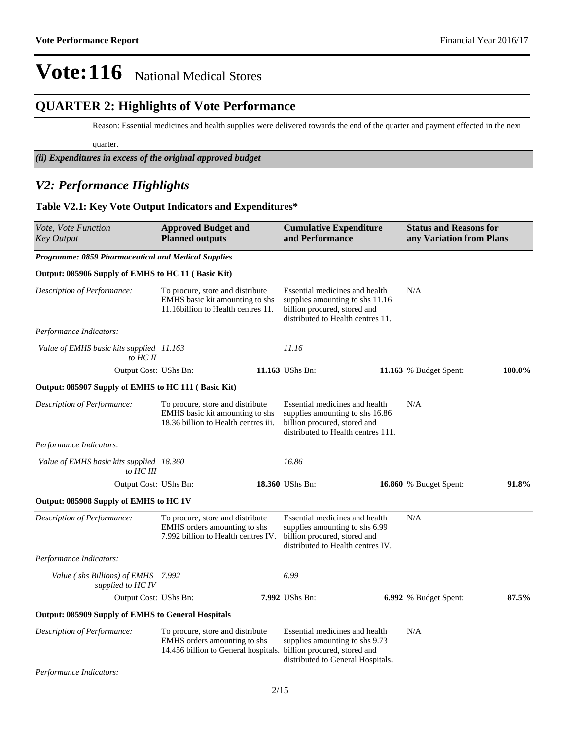# Vote:116 National Medical Stores

## QUARTER 2: Highlights of Vote Performance

Reason: Essential medicines and health supplies were delivered towards the end of the quarter and payment effected in the next quarter.

*(ii) Expenditures in excess of the original approved budget*

## *V2: Performance Highlights*

### Table V2.1: Key Vote Output Indicators and Expenditures*

| *Vote, Vote Function Key Output* | **Approved Budget and Planned outputs** | **Cumulative Expenditure and Performance** | **Status and Reasons for any Variation from Plans** | |
|---|---|---|---|---|
| ***Programme: 0859 Pharmaceutical and Medical Supplies*** | | | | |
| **Output: 085906 Supply of EMHS to HC 11 ( Basic Kit)** | | | | |
| *Description of Performance:* | To procure, store and distribute EMHS basic kit amounting to shs 11.16billion to Health centres 11. | Essential medicines and health supplies amounting to shs 11.16 billion procured, stored and distributed to Health centres 11. | N/A | |
| *Performance Indicators:* | | | | |
| *Value of EMHS basic kits supplied to HC II* | *11.163* | *11.16* | | |
| Output Cost: UShs Bn: | **11.163** | UShs Bn: **11.163** | % Budget Spent: | **100.0%** |
| **Output: 085907 Supply of EMHS to HC 111 ( Basic Kit)** | | | | |
| *Description of Performance:* | To procure, store and distribute EMHS basic kit amounting to shs 18.36 billion to Health centres iii. | Essential medicines and health supplies amounting to shs 16.86 billion procured, stored and distributed to Health centres 111. | N/A | |
| *Performance Indicators:* | | | | |
| *Value of EMHS basic kits supplied to HC III* | *18.360* | *16.86* | | |
| Output Cost: UShs Bn: | **18.360** | UShs Bn: **16.860** | % Budget Spent: | **91.8%** |
| **Output: 085908 Supply of EMHS to HC 1V** | | | | |
| *Description of Performance:* | To procure, store and distribute EMHS orders amounting to shs 7.992 billion to Health centres IV. | Essential medicines and health supplies amounting to shs 6.99 billion procured, stored and distributed to Health centres IV. | N/A | |
| *Performance Indicators:* | | | | |
| *Value ( shs Billions) of EMHS supplied to HC IV* | *7.992* | *6.99* | | |
| Output Cost: UShs Bn: | **7.992** | UShs Bn: **6.992** | % Budget Spent: | **87.5%** |
| **Output: 085909 Supply of EMHS to General Hospitals** | | | | |
| *Description of Performance:* | To procure, store and distribute EMHS orders amounting to shs 14.456 billion to General hospitals. | Essential medicines and health supplies amounting to shs 9.73 billion procured, stored and distributed to General Hospitals. | N/A | |
| *Performance Indicators:* | | | | |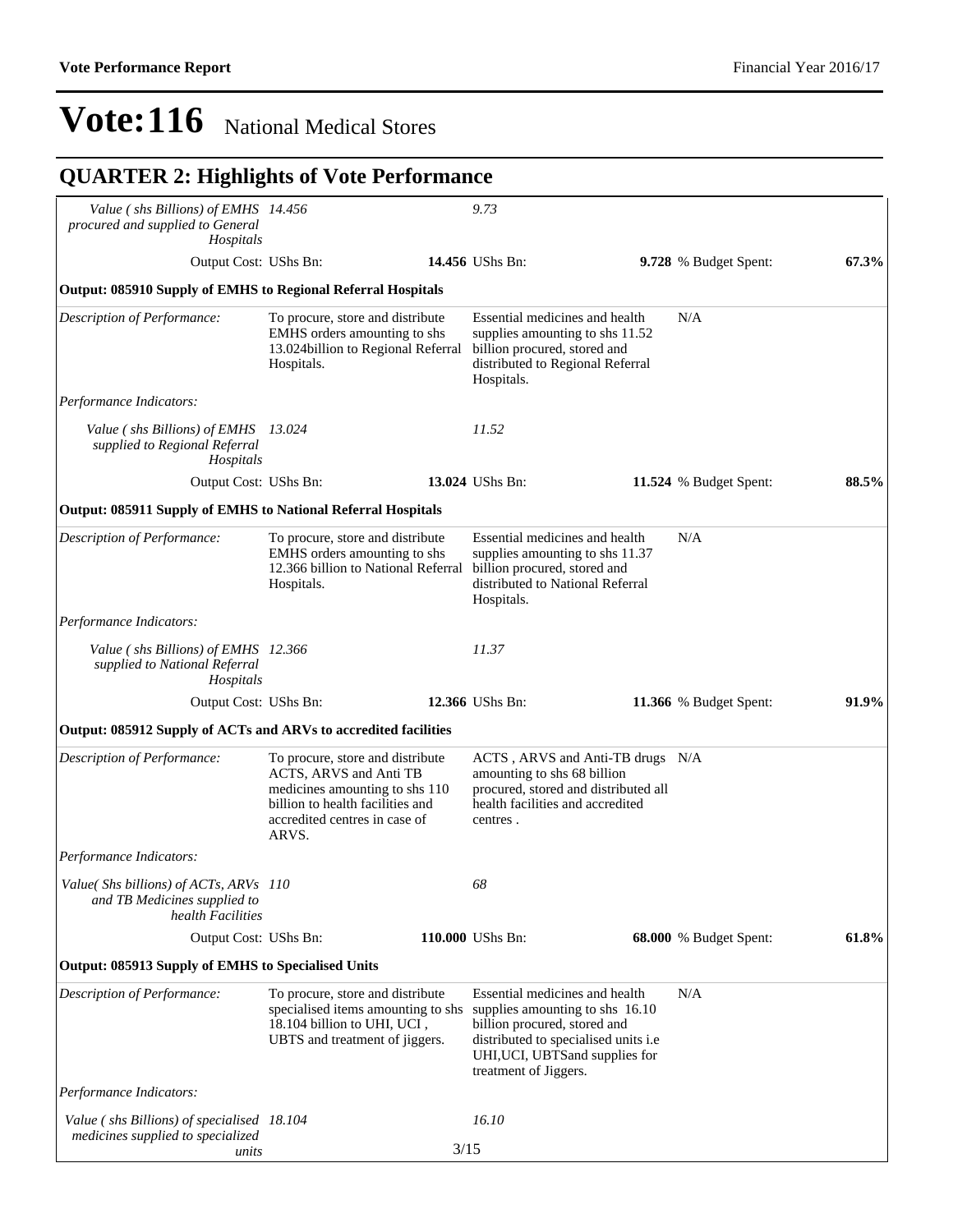# Vote:116 National Medical Stores

## QUARTER 2: Highlights of Vote Performance

| | | | | |
|---|---|---|---|---|
| *Value ( shs Billions) of EMHS procured and supplied to General Hospitals* | *14.456* | *9.73* | | |
| Output Cost: UShs Bn: | **14.456** | UShs Bn: **9.728** | % Budget Spent: | **67.3%** |

**Output: 085910 Supply of EMHS to Regional Referral Hospitals**

| | | | | |
|---|---|---|---|---|
| *Description of Performance:* | To procure, store and distribute EMHS orders amounting to shs 13.024billion to Regional Referral Hospitals. | Essential medicines and health supplies amounting to shs 11.52 billion procured, stored and distributed to Regional Referral Hospitals. | N/A | |
| *Performance Indicators:* | | | | |
| *Value ( shs Billions) of EMHS supplied to Regional Referral Hospitals* | *13.024* | *11.52* | | |
| Output Cost: UShs Bn: | **13.024** | UShs Bn: **11.524** | % Budget Spent: | **88.5%** |

**Output: 085911 Supply of EMHS to National Referral Hospitals**

| | | | | |
|---|---|---|---|---|
| *Description of Performance:* | To procure, store and distribute EMHS orders amounting to shs 12.366 billion to National Referral Hospitals. | Essential medicines and health supplies amounting to shs 11.37 billion procured, stored and distributed to National Referral Hospitals. | N/A | |
| *Performance Indicators:* | | | | |
| *Value ( shs Billions) of EMHS supplied to National Referral Hospitals* | *12.366* | *11.37* | | |
| Output Cost: UShs Bn: | **12.366** | UShs Bn: **11.366** | % Budget Spent: | **91.9%** |

**Output: 085912 Supply of ACTs and ARVs to accredited facilities**

| | | | | |
|---|---|---|---|---|
| *Description of Performance:* | To procure, store and distribute ACTS, ARVS and Anti TB medicines amounting to shs 110 billion to health facilities and accredited centres in case of ARVS. | ACTS , ARVS and Anti-TB drugs amounting to shs 68 billion procured, stored and distributed all health facilities and accredited centres . | N/A | |
| *Performance Indicators:* | | | | |
| *Value( Shs billions) of ACTs, ARVs and TB Medicines supplied to health Facilities* | *110* | *68* | | |
| Output Cost: UShs Bn: | **110.000** | UShs Bn: **68.000** | % Budget Spent: | **61.8%** |

**Output: 085913 Supply of EMHS to Specialised Units**

| | | | | |
|---|---|---|---|---|
| *Description of Performance:* | To procure, store and distribute specialised items amounting to shs 18.104 billion to UHI, UCI , UBTS and treatment of jiggers. | Essential medicines and health supplies amounting to shs 16.10 billion procured, stored and distributed to specialised units i.e UHI,UCI, UBTSand supplies for treatment of Jiggers. | N/A | |
| *Performance Indicators:* | | | | |
| *Value ( shs Billions) of specialised medicines supplied to specialized units* | *18.104* | *16.10* | | |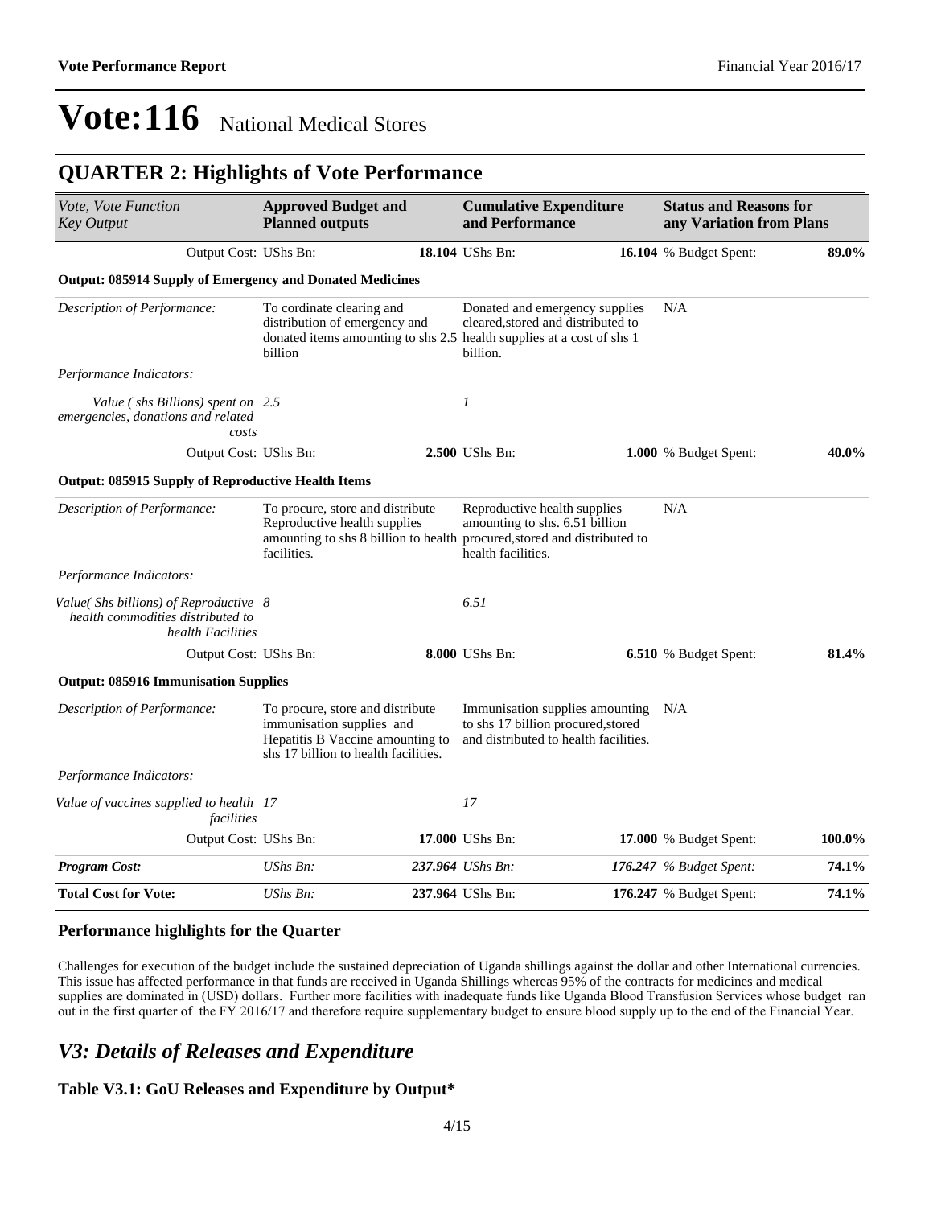# Vote:116 National Medical Stores

## QUARTER 2: Highlights of Vote Performance

| *Vote, Vote Function Key Output* | **Approved Budget and Planned outputs** | **Cumulative Expenditure and Performance** | **Status and Reasons for any Variation from Plans** |
|---|---|---|---|
| Output Cost: UShs Bn: | **18.104** | UShs Bn: **16.104** | % Budget Spent: **89.0%** |
| **Output: 085914 Supply of Emergency and Donated Medicines** | | | |
| *Description of Performance:* | To cordinate clearing and distribution of emergency and donated items amounting to shs 2.5 billion | Donated and emergency supplies cleared,stored and distributed to health supplies at a cost of shs 1 billion. | N/A |
| *Performance Indicators:* | | | |
| *Value ( shs Billions) spent on emergencies, donations and related costs* | 2.5 | *1* | |
| Output Cost: UShs Bn: | **2.500** | UShs Bn: **1.000** | % Budget Spent: **40.0%** |
| **Output: 085915 Supply of Reproductive Health Items** | | | |
| *Description of Performance:* | To procure, store and distribute Reproductive health supplies amounting to shs 8 billion to health facilities. | Reproductive health supplies amounting to shs. 6.51 billion procured,stored and distributed to health facilities. | N/A |
| *Performance Indicators:* | | | |
| *Value( Shs billions) of Reproductive health commodities distributed to health Facilities* | 8 | *6.51* | |
| Output Cost: UShs Bn: | **8.000** | UShs Bn: **6.510** | % Budget Spent: **81.4%** |
| **Output: 085916 Immunisation Supplies** | | | |
| *Description of Performance:* | To procure, store and distribute immunisation supplies and Hepatitis B Vaccine amounting to shs 17 billion to health facilities. | Immunisation supplies amounting to shs 17 billion procured,stored and distributed to health facilities. | N/A |
| *Performance Indicators:* | | | |
| *Value of vaccines supplied to health facilities* | 17 | *17* | |
| Output Cost: UShs Bn: | **17.000** | UShs Bn: **17.000** | % Budget Spent: **100.0%** |
| ***Program Cost:*** | *UShs Bn:* ***237.964*** | *UShs Bn:* ***176.247*** | *% Budget Spent:* ***74.1%*** |
| **Total Cost for Vote:** | UShs Bn: **237.964** | UShs Bn: **176.247** | % Budget Spent: **74.1%** |

### Performance highlights for the Quarter

Challenges for execution of the budget include the sustained depreciation of Uganda shillings against the dollar and other International currencies. This issue has affected performance in that funds are received in Uganda Shillings whereas 95% of the contracts for medicines and medical supplies are dominated in (USD) dollars. Further more facilities with inadequate funds like Uganda Blood Transfusion Services whose budget ran out in the first quarter of the FY 2016/17 and therefore require supplementary budget to ensure blood supply up to the end of the Financial Year.

## *V3: Details of Releases and Expenditure*

### Table V3.1: GoU Releases and Expenditure by Output*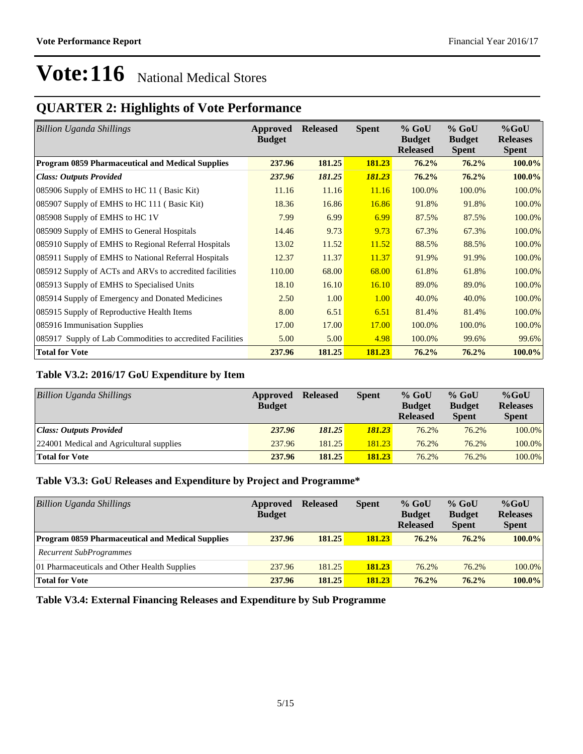# Vote:116 National Medical Stores

## QUARTER 2: Highlights of Vote Performance

| *Billion Uganda Shillings* | Approved Budget | Released | Spent | % GoU Budget Released | % GoU Budget Spent | %GoU Releases Spent |
|---|---|---|---|---|---|---|
| **Program 0859 Pharmaceutical and Medical Supplies** | **237.96** | **181.25** | **181.23** | **76.2%** | **76.2%** | **100.0%** |
| ***Class: Outputs Provided*** | ***237.96*** | ***181.25*** | ***181.23*** | **76.2%** | **76.2%** | **100.0%** |
| 085906 Supply of EMHS to HC 11 ( Basic Kit) | 11.16 | 11.16 | 11.16 | 100.0% | 100.0% | 100.0% |
| 085907 Supply of EMHS to HC 111 ( Basic Kit) | 18.36 | 16.86 | 16.86 | 91.8% | 91.8% | 100.0% |
| 085908 Supply of EMHS to HC 1V | 7.99 | 6.99 | 6.99 | 87.5% | 87.5% | 100.0% |
| 085909 Supply of EMHS to General Hospitals | 14.46 | 9.73 | 9.73 | 67.3% | 67.3% | 100.0% |
| 085910 Supply of EMHS to Regional Referral Hospitals | 13.02 | 11.52 | 11.52 | 88.5% | 88.5% | 100.0% |
| 085911 Supply of EMHS to National Referral Hospitals | 12.37 | 11.37 | 11.37 | 91.9% | 91.9% | 100.0% |
| 085912 Supply of ACTs and ARVs to accredited facilities | 110.00 | 68.00 | 68.00 | 61.8% | 61.8% | 100.0% |
| 085913 Supply of EMHS to Specialised Units | 18.10 | 16.10 | 16.10 | 89.0% | 89.0% | 100.0% |
| 085914 Supply of Emergency and Donated Medicines | 2.50 | 1.00 | 1.00 | 40.0% | 40.0% | 100.0% |
| 085915 Supply of Reproductive Health Items | 8.00 | 6.51 | 6.51 | 81.4% | 81.4% | 100.0% |
| 085916 Immunisation Supplies | 17.00 | 17.00 | 17.00 | 100.0% | 100.0% | 100.0% |
| 085917 Supply of Lab Commodities to accredited Facilities | 5.00 | 5.00 | 4.98 | 100.0% | 99.6% | 99.6% |
| **Total for Vote** | **237.96** | **181.25** | **181.23** | **76.2%** | **76.2%** | **100.0%** |

### Table V3.2: 2016/17 GoU Expenditure by Item

| *Billion Uganda Shillings* | Approved Budget | Released | Spent | % GoU Budget Released | % GoU Budget Spent | %GoU Releases Spent |
|---|---|---|---|---|---|---|
| ***Class: Outputs Provided*** | ***237.96*** | ***181.25*** | ***181.23*** | 76.2% | 76.2% | 100.0% |
| 224001 Medical and Agricultural supplies | 237.96 | 181.25 | 181.23 | 76.2% | 76.2% | 100.0% |
| **Total for Vote** | **237.96** | **181.25** | **181.23** | 76.2% | 76.2% | 100.0% |

### Table V3.3: GoU Releases and Expenditure by Project and Programme*

| *Billion Uganda Shillings* | Approved Budget | Released | Spent | % GoU Budget Released | % GoU Budget Spent | %GoU Releases Spent |
|---|---|---|---|---|---|---|
| **Program 0859 Pharmaceutical and Medical Supplies** | **237.96** | **181.25** | **181.23** | **76.2%** | **76.2%** | **100.0%** |
| *Recurrent SubProgrammes* | | | | | | |
| 01 Pharmaceuticals and Other Health Supplies | 237.96 | 181.25 | **181.23** | 76.2% | 76.2% | 100.0% |
| **Total for Vote** | **237.96** | **181.25** | **181.23** | **76.2%** | **76.2%** | **100.0%** |

### Table V3.4: External Financing Releases and Expenditure by Sub Programme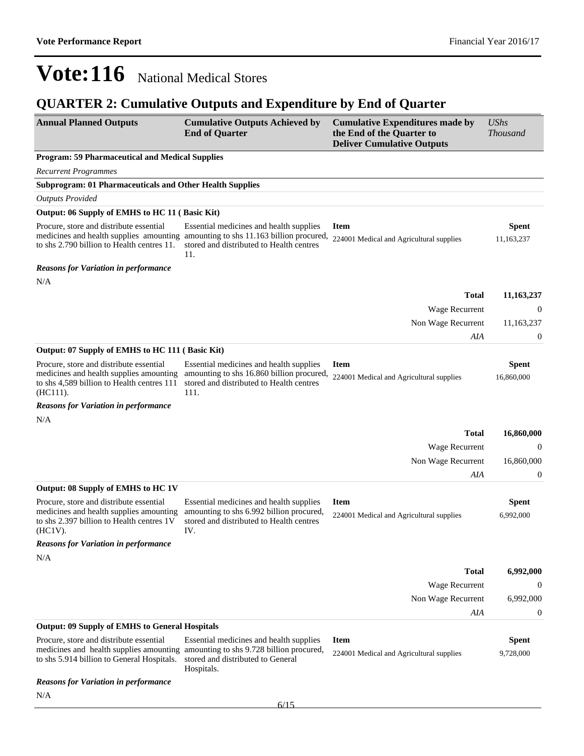# Vote:116 National Medical Stores

## QUARTER 2: Cumulative Outputs and Expenditure by End of Quarter

| Annual Planned Outputs | Cumulative Outputs Achieved by End of Quarter | Cumulative Expenditures made by the End of the Quarter to Deliver Cumulative Outputs | *UShs Thousand* |
|---|---|---|---|

**Program: 59 Pharmaceutical and Medical Supplies**

*Recurrent Programmes*

**Subprogram: 01 Pharmaceuticals and Other Health Supplies**

*Outputs Provided*

**Output: 06 Supply of EMHS to HC 11 ( Basic Kit)**

| Annual Planned Outputs | Cumulative Outputs Achieved by End of Quarter | Item | Spent |
|---|---|---|---|
| Procure, store and distribute essential medicines and health supplies amounting to shs 2.790 billion to Health centres 11. | Essential medicines and health supplies amounting to shs 11.163 billion procured, stored and distributed to Health centres 11. | 224001 Medical and Agricultural supplies | 11,163,237 |

***Reasons for Variation in performance***

N/A

| | |
|---|---|
| **Total** | **11,163,237** |
| Wage Recurrent | 0 |
| Non Wage Recurrent | 11,163,237 |
| *AIA* | 0 |

**Output: 07 Supply of EMHS to HC 111 ( Basic Kit)**

| Annual Planned Outputs | Cumulative Outputs Achieved by End of Quarter | Item | Spent |
|---|---|---|---|
| Procure, store and distribute essential medicines and health supplies amounting to shs 4,589 billion to Health centres 111 (HC111). | Essential medicines and health supplies amounting to shs 16.860 billion procured, stored and distributed to Health centres 111. | 224001 Medical and Agricultural supplies | 16,860,000 |

***Reasons for Variation in performance***

N/A

| | |
|---|---|
| **Total** | **16,860,000** |
| Wage Recurrent | 0 |
| Non Wage Recurrent | 16,860,000 |
| *AIA* | 0 |

**Output: 08 Supply of EMHS to HC 1V**

| Annual Planned Outputs | Cumulative Outputs Achieved by End of Quarter | Item | Spent |
|---|---|---|---|
| Procure, store and distribute essential medicines and health supplies amounting to shs 2.397 billion to Health centres 1V (HC1V). | Essential medicines and health supplies amounting to shs 6.992 billion procured, stored and distributed to Health centres IV. | 224001 Medical and Agricultural supplies | 6,992,000 |

***Reasons for Variation in performance***

N/A

| | |
|---|---|
| **Total** | **6,992,000** |
| Wage Recurrent | 0 |
| Non Wage Recurrent | 6,992,000 |
| *AIA* | 0 |

**Output: 09 Supply of EMHS to General Hospitals**

| Annual Planned Outputs | Cumulative Outputs Achieved by End of Quarter | Item | Spent |
|---|---|---|---|
| Procure, store and distribute essential medicines and health supplies amounting to shs 5.914 billion to General Hospitals. | Essential medicines and health supplies amounting to shs 9.728 billion procured, stored and distributed to General Hospitals. | 224001 Medical and Agricultural supplies | 9,728,000 |

***Reasons for Variation in performance***

N/A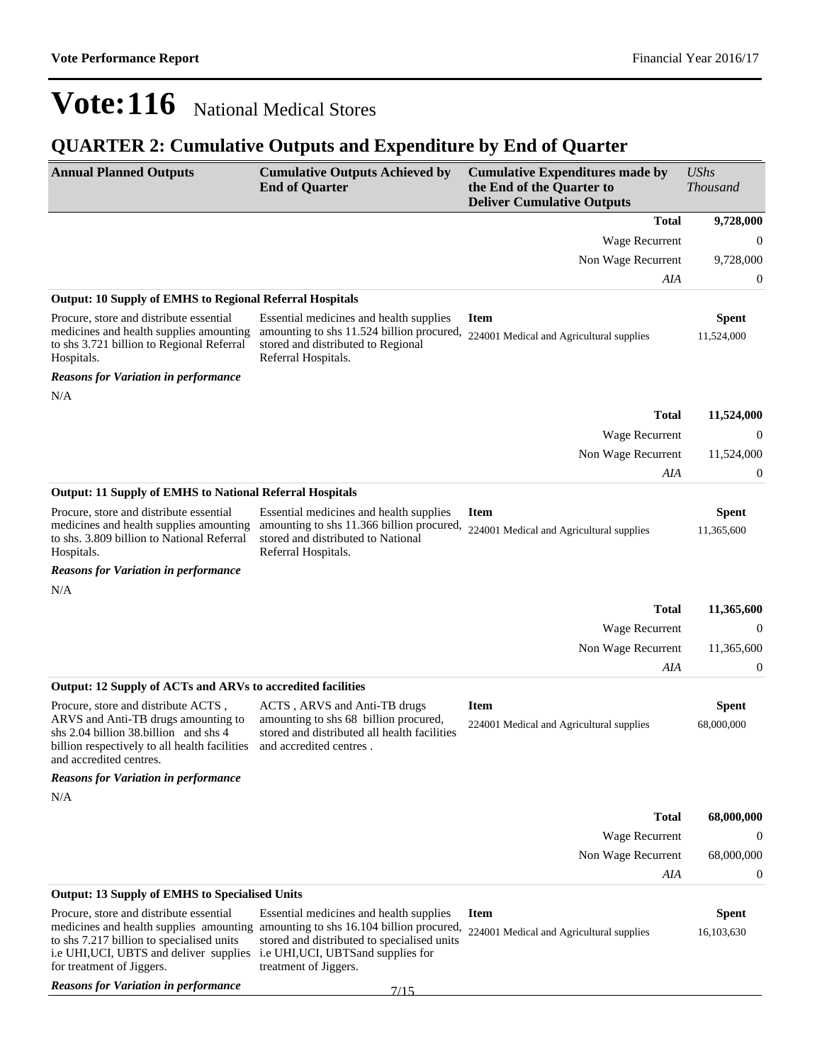# Vote:116 National Medical Stores

## QUARTER 2: Cumulative Outputs and Expenditure by End of Quarter

| Annual Planned Outputs | Cumulative Outputs Achieved by End of Quarter | Cumulative Expenditures made by the End of the Quarter to Deliver Cumulative Outputs | *UShs Thousand* |
|---|---|---|---|
| | | **Total** | **9,728,000** |
| | | Wage Recurrent | 0 |
| | | Non Wage Recurrent | 9,728,000 |
| | | *AIA* | 0 |
| **Output: 10 Supply of EMHS to Regional Referral Hospitals** | | | |
| Procure, store and distribute essential medicines and health supplies amounting to shs 3.721 billion to Regional Referral Hospitals. | Essential medicines and health supplies amounting to shs 11.524 billion procured, stored and distributed to Regional Referral Hospitals. | **Item** | **Spent** |
| | | 224001 Medical and Agricultural supplies | 11,524,000 |
| ***Reasons for Variation in performance*** | | | |
| N/A | | | |
| | | **Total** | **11,524,000** |
| | | Wage Recurrent | 0 |
| | | Non Wage Recurrent | 11,524,000 |
| | | *AIA* | 0 |
| **Output: 11 Supply of EMHS to National Referral Hospitals** | | | |
| Procure, store and distribute essential medicines and health supplies amounting to shs. 3.809 billion to National Referral Hospitals. | Essential medicines and health supplies amounting to shs 11.366 billion procured, stored and distributed to National Referral Hospitals. | **Item** | **Spent** |
| | | 224001 Medical and Agricultural supplies | 11,365,600 |
| ***Reasons for Variation in performance*** | | | |
| N/A | | | |
| | | **Total** | **11,365,600** |
| | | Wage Recurrent | 0 |
| | | Non Wage Recurrent | 11,365,600 |
| | | *AIA* | 0 |
| **Output: 12 Supply of ACTs and ARVs to accredited facilities** | | | |
| Procure, store and distribute ACTS , ARVS and Anti-TB drugs amounting to shs 2.04 billion 38.billion and shs 4 billion respectively to all health facilities and accredited centres. | ACTS , ARVS and Anti-TB drugs amounting to shs 68 billion procured, stored and distributed all health facilities and accredited centres . | **Item** | **Spent** |
| | | 224001 Medical and Agricultural supplies | 68,000,000 |
| ***Reasons for Variation in performance*** | | | |
| N/A | | | |
| | | **Total** | **68,000,000** |
| | | Wage Recurrent | 0 |
| | | Non Wage Recurrent | 68,000,000 |
| | | *AIA* | 0 |
| **Output: 13 Supply of EMHS to Specialised Units** | | | |
| Procure, store and distribute essential medicines and health supplies amounting to shs 7.217 billion to specialised units i.e UHI,UCI, UBTS and deliver supplies for treatment of Jiggers. | Essential medicines and health supplies amounting to shs 16.104 billion procured, stored and distributed to specialised units i.e UHI,UCI, UBTSand supplies for treatment of Jiggers. | **Item** | **Spent** |
| | | 224001 Medical and Agricultural supplies | 16,103,630 |
| ***Reasons for Variation in performance*** | | | |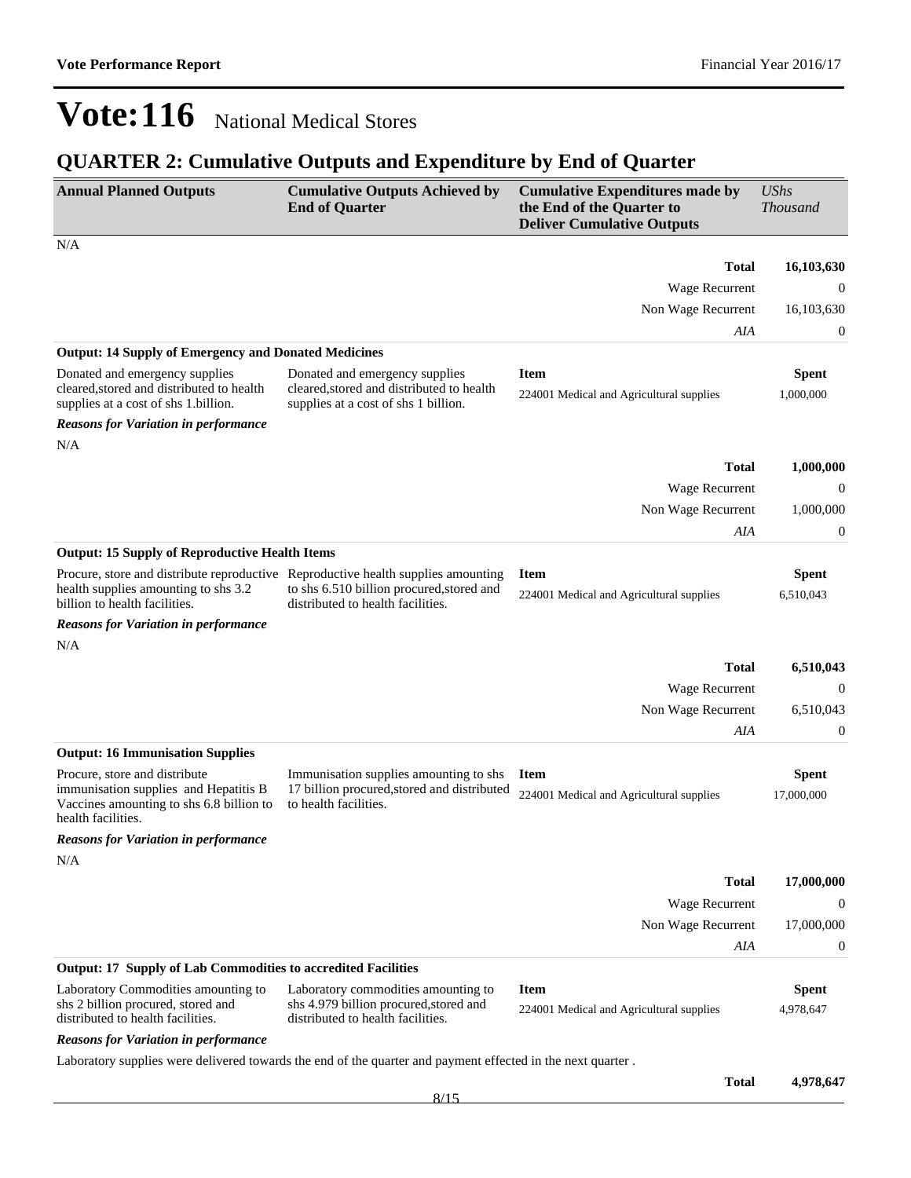# Vote:116 National Medical Stores

## QUARTER 2: Cumulative Outputs and Expenditure by End of Quarter

| Annual Planned Outputs | Cumulative Outputs Achieved by End of Quarter | Cumulative Expenditures made by the End of the Quarter to Deliver Cumulative Outputs | *UShs Thousand* |
|---|---|---|---|

N/A

| | |
|---|---|
| **Total** | **16,103,630** |
| Wage Recurrent | 0 |
| Non Wage Recurrent | 16,103,630 |
| *AIA* | 0 |

**Output: 14 Supply of Emergency and Donated Medicines**

| Annual Planned Outputs | Cumulative Outputs Achieved by End of Quarter | Item | Spent |
|---|---|---|---|
| Donated and emergency supplies cleared,stored and distributed to health supplies at a cost of shs 1.billion. | Donated and emergency supplies cleared,stored and distributed to health supplies at a cost of shs 1 billion. | 224001 Medical and Agricultural supplies | 1,000,000 |

***Reasons for Variation in performance***

N/A

| | |
|---|---|
| **Total** | **1,000,000** |
| Wage Recurrent | 0 |
| Non Wage Recurrent | 1,000,000 |
| *AIA* | 0 |

**Output: 15 Supply of Reproductive Health Items**

| Annual Planned Outputs | Cumulative Outputs Achieved by End of Quarter | Item | Spent |
|---|---|---|---|
| Procure, store and distribute reproductive health supplies amounting to shs 3.2 billion to health facilities. | Reproductive health supplies amounting to shs 6.510 billion procured,stored and distributed to health facilities. | 224001 Medical and Agricultural supplies | 6,510,043 |

***Reasons for Variation in performance***

N/A

| | |
|---|---|
| **Total** | **6,510,043** |
| Wage Recurrent | 0 |
| Non Wage Recurrent | 6,510,043 |
| *AIA* | 0 |

**Output: 16 Immunisation Supplies**

| Annual Planned Outputs | Cumulative Outputs Achieved by End of Quarter | Item | Spent |
|---|---|---|---|
| Procure, store and distribute immunisation supplies and Hepatitis B Vaccines amounting to shs 6.8 billion to health facilities. | Immunisation supplies amounting to shs 17 billion procured,stored and distributed to health facilities. | 224001 Medical and Agricultural supplies | 17,000,000 |

***Reasons for Variation in performance***

N/A

| | |
|---|---|
| **Total** | **17,000,000** |
| Wage Recurrent | 0 |
| Non Wage Recurrent | 17,000,000 |
| *AIA* | 0 |

**Output: 17 Supply of Lab Commodities to accredited Facilities**

| Annual Planned Outputs | Cumulative Outputs Achieved by End of Quarter | Item | Spent |
|---|---|---|---|
| Laboratory Commodities amounting to shs 2 billion procured, stored and distributed to health facilities. | Laboratory commodities amounting to shs 4.979 billion procured,stored and distributed to health facilities. | 224001 Medical and Agricultural supplies | 4,978,647 |

***Reasons for Variation in performance***

Laboratory supplies were delivered towards the end of the quarter and payment effected in the next quarter .

| | |
|---|---|
| **Total** | **4,978,647** |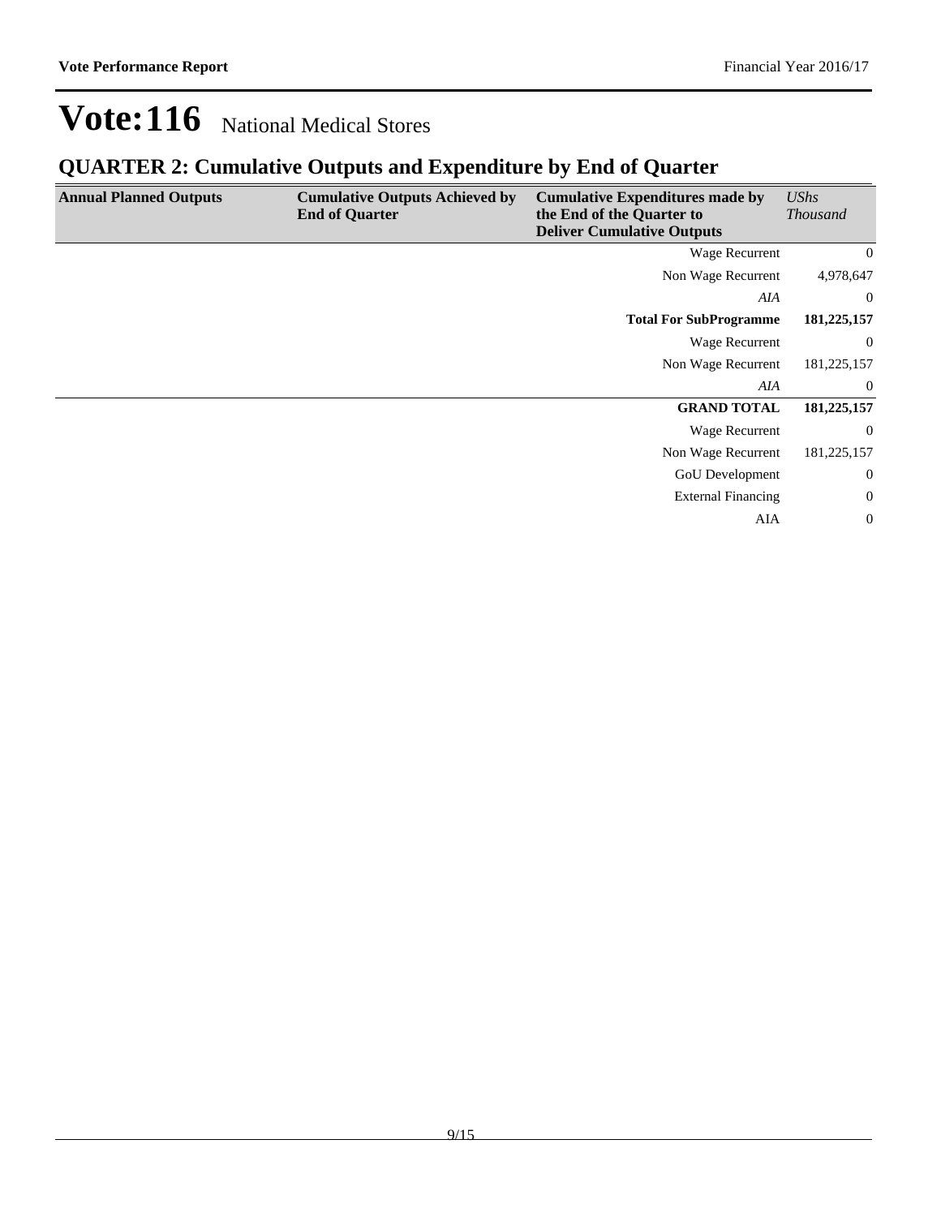# Vote:116 National Medical Stores

## QUARTER 2: Cumulative Outputs and Expenditure by End of Quarter

| Annual Planned Outputs | Cumulative Outputs Achieved by End of Quarter | Cumulative Expenditures made by the End of the Quarter to Deliver Cumulative Outputs | *UShs Thousand* |
|---|---|---|---|
| | | Wage Recurrent | 0 |
| | | Non Wage Recurrent | 4,978,647 |
| | | *AIA* | 0 |
| | | **Total For SubProgramme** | **181,225,157** |
| | | Wage Recurrent | 0 |
| | | Non Wage Recurrent | 181,225,157 |
| | | *AIA* | 0 |
| | | **GRAND TOTAL** | **181,225,157** |
| | | Wage Recurrent | 0 |
| | | Non Wage Recurrent | 181,225,157 |
| | | GoU Development | 0 |
| | | External Financing | 0 |
| | | AIA | 0 |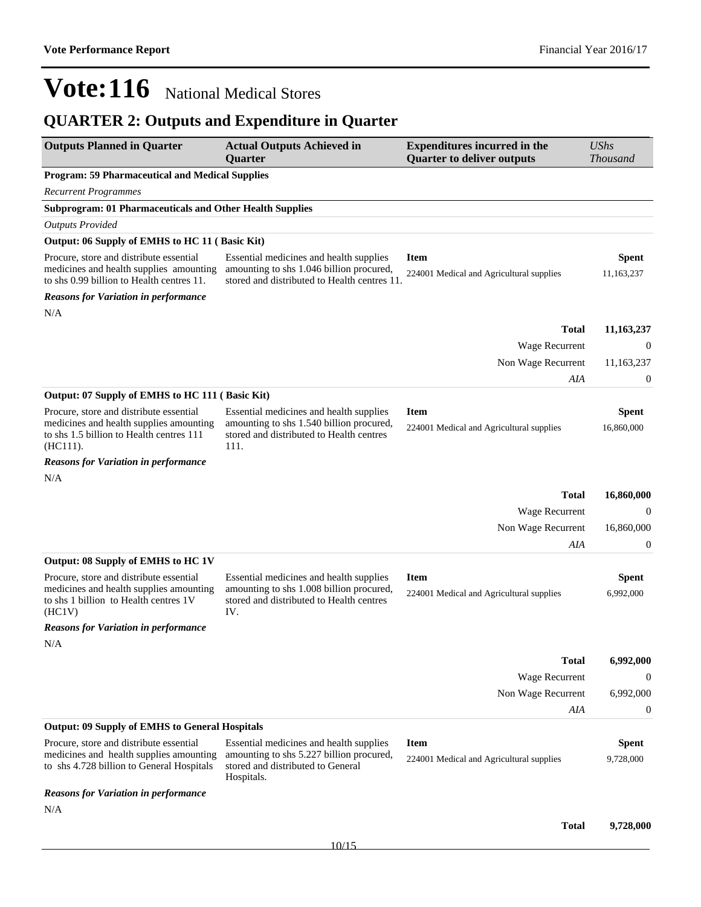# Vote:116 National Medical Stores

## QUARTER 2: Outputs and Expenditure in Quarter

| Outputs Planned in Quarter | Actual Outputs Achieved in Quarter | Expenditures incurred in the Quarter to deliver outputs | *UShs Thousand* |
|---|---|---|---|
| **Program: 59 Pharmaceutical and Medical Supplies** | | | |
| *Recurrent Programmes* | | | |
| **Subprogram: 01 Pharmaceuticals and Other Health Supplies** | | | |
| *Outputs Provided* | | | |
| **Output: 06 Supply of EMHS to HC 11 ( Basic Kit)** | | | |
| Procure, store and distribute essential medicines and health supplies amounting to shs 0.99 billion to Health centres 11. | Essential medicines and health supplies amounting to shs 1.046 billion procured, stored and distributed to Health centres 11. | **Item** | **Spent** |
| | | 224001 Medical and Agricultural supplies | 11,163,237 |
| ***Reasons for Variation in performance*** | | | |
| N/A | | | |
| | | **Total** | **11,163,237** |
| | | Wage Recurrent | 0 |
| | | Non Wage Recurrent | 11,163,237 |
| | | *AIA* | 0 |
| **Output: 07 Supply of EMHS to HC 111 ( Basic Kit)** | | | |
| Procure, store and distribute essential medicines and health supplies amounting to shs 1.5 billion to Health centres 111 (HC111). | Essential medicines and health supplies amounting to shs 1.540 billion procured, stored and distributed to Health centres 111. | **Item** | **Spent** |
| | | 224001 Medical and Agricultural supplies | 16,860,000 |
| ***Reasons for Variation in performance*** | | | |
| N/A | | | |
| | | **Total** | **16,860,000** |
| | | Wage Recurrent | 0 |
| | | Non Wage Recurrent | 16,860,000 |
| | | *AIA* | 0 |
| **Output: 08 Supply of EMHS to HC 1V** | | | |
| Procure, store and distribute essential medicines and health supplies amounting to shs 1 billion to Health centres 1V (HC1V) | Essential medicines and health supplies amounting to shs 1.008 billion procured, stored and distributed to Health centres IV. | **Item** | **Spent** |
| | | 224001 Medical and Agricultural supplies | 6,992,000 |
| ***Reasons for Variation in performance*** | | | |
| N/A | | | |
| | | **Total** | **6,992,000** |
| | | Wage Recurrent | 0 |
| | | Non Wage Recurrent | 6,992,000 |
| | | *AIA* | 0 |
| **Output: 09 Supply of EMHS to General Hospitals** | | | |
| Procure, store and distribute essential medicines and health supplies amounting to shs 4.728 billion to General Hospitals | Essential medicines and health supplies amounting to shs 5.227 billion procured, stored and distributed to General Hospitals. | **Item** | **Spent** |
| | | 224001 Medical and Agricultural supplies | 9,728,000 |
| ***Reasons for Variation in performance*** | | | |
| N/A | | | |
| | | **Total** | **9,728,000** |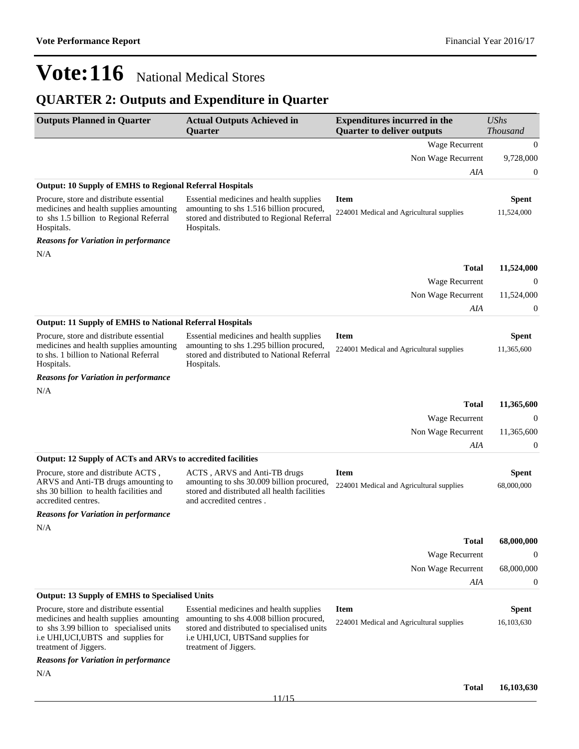# Vote:116 National Medical Stores

## QUARTER 2: Outputs and Expenditure in Quarter

| Outputs Planned in Quarter | Actual Outputs Achieved in Quarter | Expenditures incurred in the Quarter to deliver outputs | *UShs Thousand* |
|---|---|---|---|
| | | Wage Recurrent | 0 |
| | | Non Wage Recurrent | 9,728,000 |
| | | *AIA* | 0 |
| **Output: 10 Supply of EMHS to Regional Referral Hospitals** | | | |
| Procure, store and distribute essential medicines and health supplies amounting to shs 1.5 billion to Regional Referral Hospitals. | Essential medicines and health supplies amounting to shs 1.516 billion procured, stored and distributed to Regional Referral Hospitals. | **Item** | **Spent** |
| | | 224001 Medical and Agricultural supplies | 11,524,000 |
| ***Reasons for Variation in performance*** | | | |
| N/A | | | |
| | | **Total** | **11,524,000** |
| | | Wage Recurrent | 0 |
| | | Non Wage Recurrent | 11,524,000 |
| | | *AIA* | 0 |
| **Output: 11 Supply of EMHS to National Referral Hospitals** | | | |
| Procure, store and distribute essential medicines and health supplies amounting to shs. 1 billion to National Referral Hospitals. | Essential medicines and health supplies amounting to shs 1.295 billion procured, stored and distributed to National Referral Hospitals. | **Item** | **Spent** |
| | | 224001 Medical and Agricultural supplies | 11,365,600 |
| ***Reasons for Variation in performance*** | | | |
| N/A | | | |
| | | **Total** | **11,365,600** |
| | | Wage Recurrent | 0 |
| | | Non Wage Recurrent | 11,365,600 |
| | | *AIA* | 0 |
| **Output: 12 Supply of ACTs and ARVs to accredited facilities** | | | |
| Procure, store and distribute ACTS , ARVS and Anti-TB drugs amounting to shs 30 billion to health facilities and accredited centres. | ACTS , ARVS and Anti-TB drugs amounting to shs 30.009 billion procured, stored and distributed all health facilities and accredited centres . | **Item** | **Spent** |
| | | 224001 Medical and Agricultural supplies | 68,000,000 |
| ***Reasons for Variation in performance*** | | | |
| N/A | | | |
| | | **Total** | **68,000,000** |
| | | Wage Recurrent | 0 |
| | | Non Wage Recurrent | 68,000,000 |
| | | *AIA* | 0 |
| **Output: 13 Supply of EMHS to Specialised Units** | | | |
| Procure, store and distribute essential medicines and health supplies amounting to shs 3.99 billion to specialised units i.e UHI,UCI,UBTS and supplies for treatment of Jiggers. | Essential medicines and health supplies amounting to shs 4.008 billion procured, stored and distributed to specialised units i.e UHI,UCI, UBTSand supplies for treatment of Jiggers. | **Item** | **Spent** |
| | | 224001 Medical and Agricultural supplies | 16,103,630 |
| ***Reasons for Variation in performance*** | | | |
| N/A | | | |
| | | **Total** | **16,103,630** |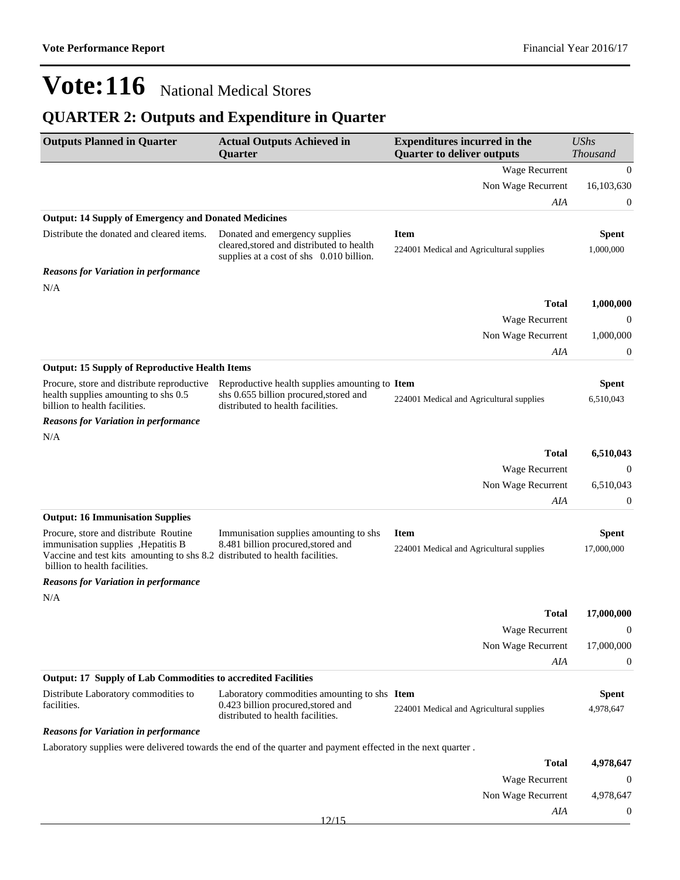# Vote:116 National Medical Stores

## QUARTER 2: Outputs and Expenditure in Quarter

| Outputs Planned in Quarter | Actual Outputs Achieved in Quarter | Expenditures incurred in the Quarter to deliver outputs | UShs Thousand |
|---|---|---|---|
| | | Wage Recurrent | 0 |
| | | Non Wage Recurrent | 16,103,630 |
| | | *AIA* | 0 |
| **Output: 14 Supply of Emergency and Donated Medicines** | | | |
| Distribute the donated and cleared items. | Donated and emergency supplies cleared,stored and distributed to health supplies at a cost of shs 0.010 billion. | **Item** | **Spent** |
| | | 224001 Medical and Agricultural supplies | 1,000,000 |
| ***Reasons for Variation in performance*** | | | |
| N/A | | | |
| | | **Total** | **1,000,000** |
| | | Wage Recurrent | 0 |
| | | Non Wage Recurrent | 1,000,000 |
| | | *AIA* | 0 |
| **Output: 15 Supply of Reproductive Health Items** | | | |
| Procure, store and distribute reproductive health supplies amounting to shs 0.5 billion to health facilities. | Reproductive health supplies amounting to shs 0.655 billion procured,stored and distributed to health facilities. | **Item** | **Spent** |
| | | 224001 Medical and Agricultural supplies | 6,510,043 |
| ***Reasons for Variation in performance*** | | | |
| N/A | | | |
| | | **Total** | **6,510,043** |
| | | Wage Recurrent | 0 |
| | | Non Wage Recurrent | 6,510,043 |
| | | *AIA* | 0 |
| **Output: 16 Immunisation Supplies** | | | |
| Procure, store and distribute Routine immunisation supplies ,Hepatitis B Vaccine and test kits amounting to shs 8.2 billion to health facilities. | Immunisation supplies amounting to shs 8.481 billion procured,stored and distributed to health facilities. | **Item** | **Spent** |
| | | 224001 Medical and Agricultural supplies | 17,000,000 |
| ***Reasons for Variation in performance*** | | | |
| N/A | | | |
| | | **Total** | **17,000,000** |
| | | Wage Recurrent | 0 |
| | | Non Wage Recurrent | 17,000,000 |
| | | *AIA* | 0 |
| **Output: 17 Supply of Lab Commodities to accredited Facilities** | | | |
| Distribute Laboratory commodities to facilities. | Laboratory commodities amounting to shs 0.423 billion procured,stored and distributed to health facilities. | **Item** | **Spent** |
| | | 224001 Medical and Agricultural supplies | 4,978,647 |
| ***Reasons for Variation in performance*** | | | |
| Laboratory supplies were delivered towards the end of the quarter and payment effected in the next quarter . | | | |
| | | **Total** | **4,978,647** |
| | | Wage Recurrent | 0 |
| | | Non Wage Recurrent | 4,978,647 |
| | | *AIA* | 0 |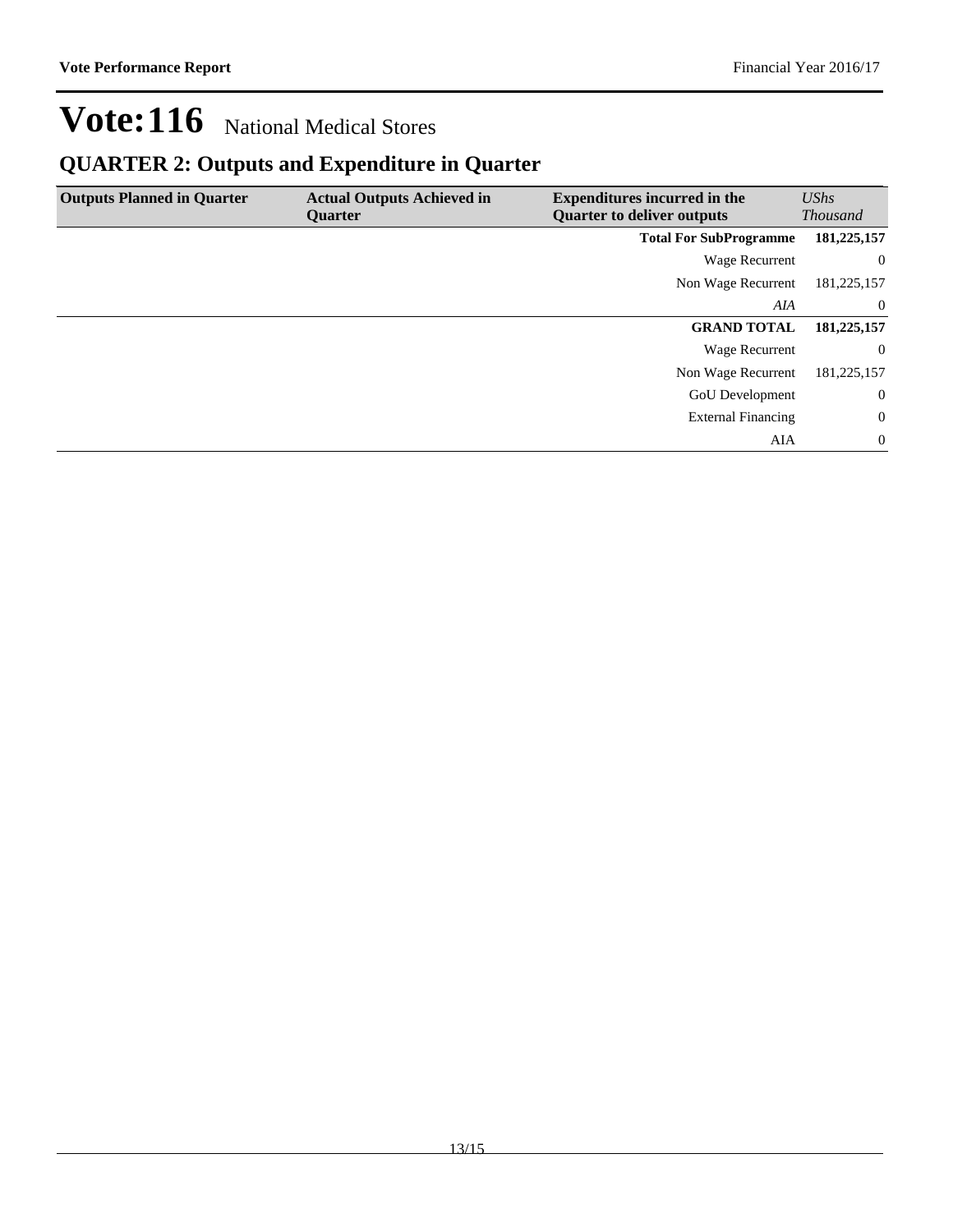# Vote:116 National Medical Stores

## QUARTER 2: Outputs and Expenditure in Quarter

| Outputs Planned in Quarter | Actual Outputs Achieved in Quarter | Expenditures incurred in the Quarter to deliver outputs | *UShs Thousand* |
|---|---|---|---|
| | | **Total For SubProgramme** | **181,225,157** |
| | | Wage Recurrent | 0 |
| | | Non Wage Recurrent | 181,225,157 |
| | | *AIA* | 0 |
| | | **GRAND TOTAL** | **181,225,157** |
| | | Wage Recurrent | 0 |
| | | Non Wage Recurrent | 181,225,157 |
| | | GoU Development | 0 |
| | | External Financing | 0 |
| | | AIA | 0 |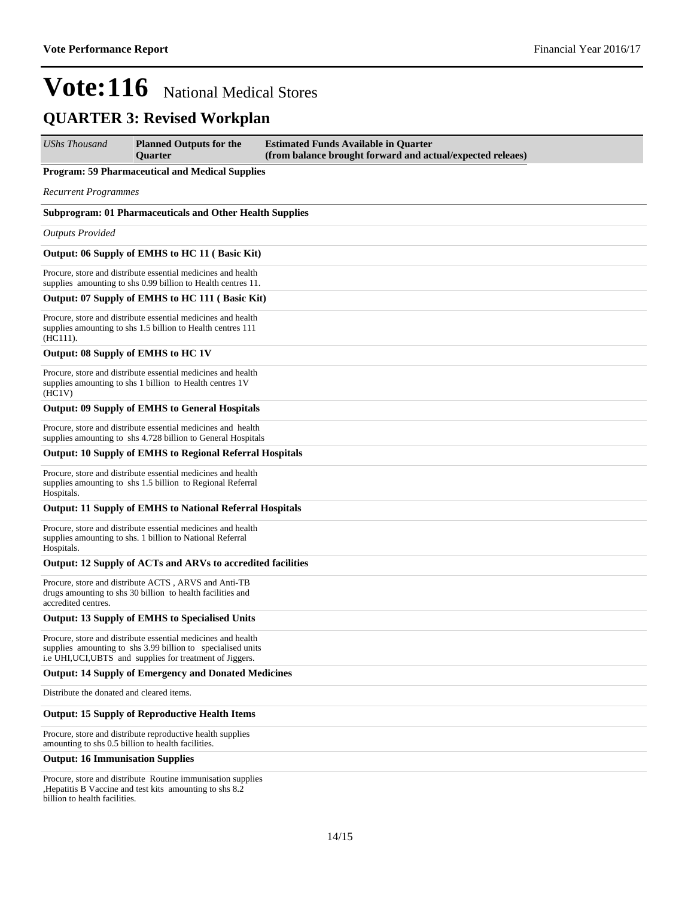# Vote:116 National Medical Stores

## QUARTER 3: Revised Workplan

| *UShs Thousand* | **Planned Outputs for the Quarter** | **Estimated Funds Available in Quarter (from balance brought forward and actual/expected releaes)** |
|---|---|---|

**Program: 59 Pharmaceutical and Medical Supplies**

*Recurrent Programmes*

**Subprogram: 01 Pharmaceuticals and Other Health Supplies**

*Outputs Provided*

**Output: 06 Supply of EMHS to HC 11 ( Basic Kit)**

Procure, store and distribute essential medicines and health supplies amounting to shs 0.99 billion to Health centres 11.

**Output: 07 Supply of EMHS to HC 111 ( Basic Kit)**

Procure, store and distribute essential medicines and health supplies amounting to shs 1.5 billion to Health centres 111 (HC111).

**Output: 08 Supply of EMHS to HC 1V**

Procure, store and distribute essential medicines and health supplies amounting to shs 1 billion to Health centres 1V (HC1V)

**Output: 09 Supply of EMHS to General Hospitals**

Procure, store and distribute essential medicines and health supplies amounting to shs 4.728 billion to General Hospitals

**Output: 10 Supply of EMHS to Regional Referral Hospitals**

Procure, store and distribute essential medicines and health supplies amounting to shs 1.5 billion to Regional Referral Hospitals.

**Output: 11 Supply of EMHS to National Referral Hospitals**

Procure, store and distribute essential medicines and health supplies amounting to shs. 1 billion to National Referral Hospitals.

**Output: 12 Supply of ACTs and ARVs to accredited facilities**

Procure, store and distribute ACTS , ARVS and Anti-TB drugs amounting to shs 30 billion to health facilities and accredited centres.

**Output: 13 Supply of EMHS to Specialised Units**

Procure, store and distribute essential medicines and health supplies amounting to shs 3.99 billion to specialised units i.e UHI,UCI,UBTS and supplies for treatment of Jiggers.

**Output: 14 Supply of Emergency and Donated Medicines**

Distribute the donated and cleared items.

**Output: 15 Supply of Reproductive Health Items**

Procure, store and distribute reproductive health supplies amounting to shs 0.5 billion to health facilities.

**Output: 16 Immunisation Supplies**

Procure, store and distribute Routine immunisation supplies ,Hepatitis B Vaccine and test kits amounting to shs 8.2 billion to health facilities.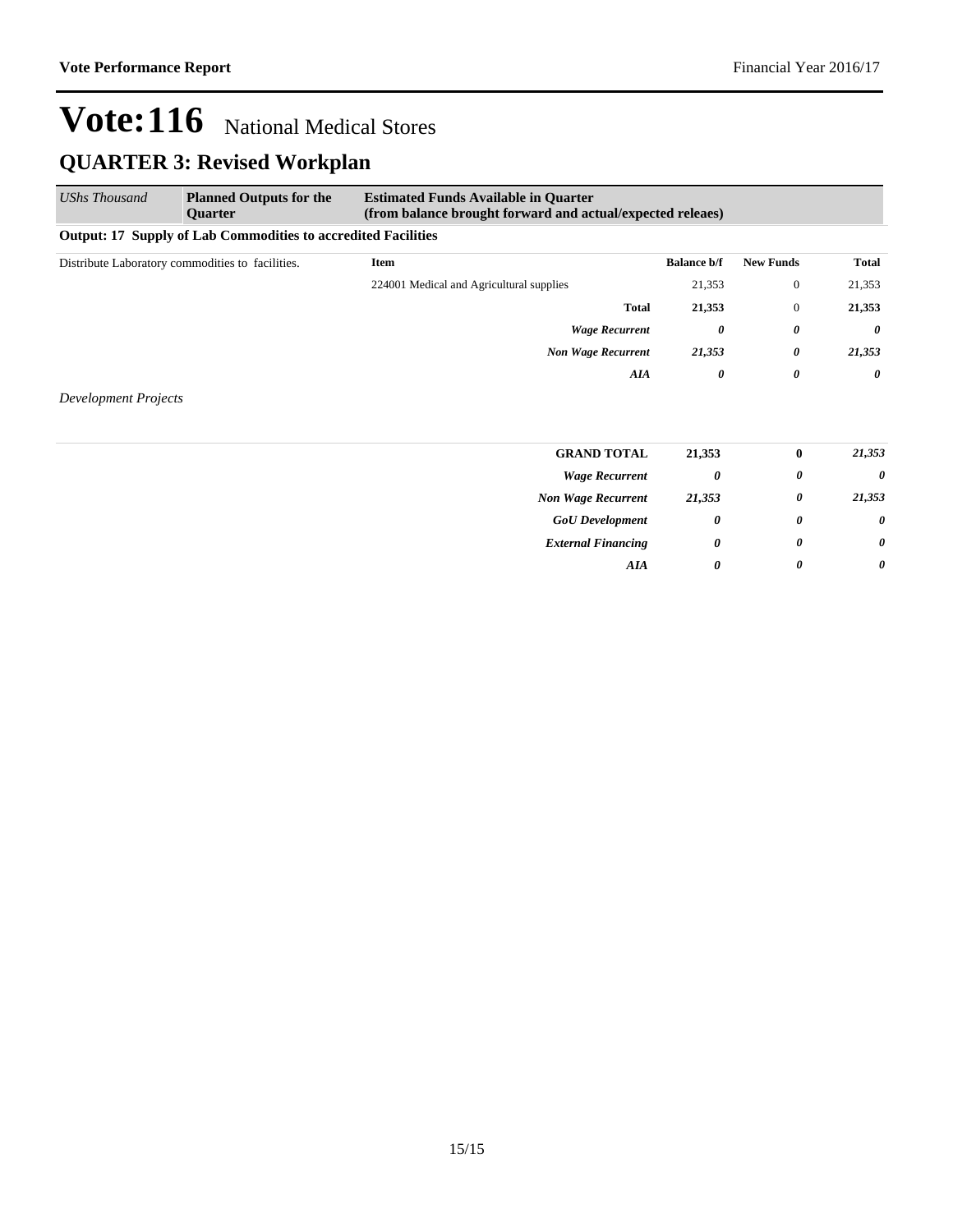# Vote:116 National Medical Stores

## QUARTER 3: Revised Workplan

| *UShs Thousand* | **Planned Outputs for the Quarter** | **Estimated Funds Available in Quarter (from balance brought forward and actual/expected releaes)** | | | |
|---|---|---|---|---|---|
| **Output: 17 Supply of Lab Commodities to accredited Facilities** | | | | | |
| Distribute Laboratory commodities to facilities. | | **Item** | **Balance b/f** | **New Funds** | **Total** |
| | | 224001 Medical and Agricultural supplies | 21,353 | 0 | 21,353 |
| | | **Total** | **21,353** | 0 | **21,353** |
| | | ***Wage Recurrent*** | ***0*** | ***0*** | ***0*** |
| | | ***Non Wage Recurrent*** | ***21,353*** | ***0*** | ***21,353*** |
| | | ***AIA*** | ***0*** | ***0*** | ***0*** |

*Development Projects*

| | | | |
|---|---|---|---|
| **GRAND TOTAL** | **21,353** | **0** | ***21,353*** |
| ***Wage Recurrent*** | ***0*** | ***0*** | ***0*** |
| ***Non Wage Recurrent*** | ***21,353*** | ***0*** | ***21,353*** |
| ***GoU Development*** | ***0*** | ***0*** | ***0*** |
| ***External Financing*** | ***0*** | ***0*** | ***0*** |
| ***AIA*** | ***0*** | ***0*** | ***0*** |